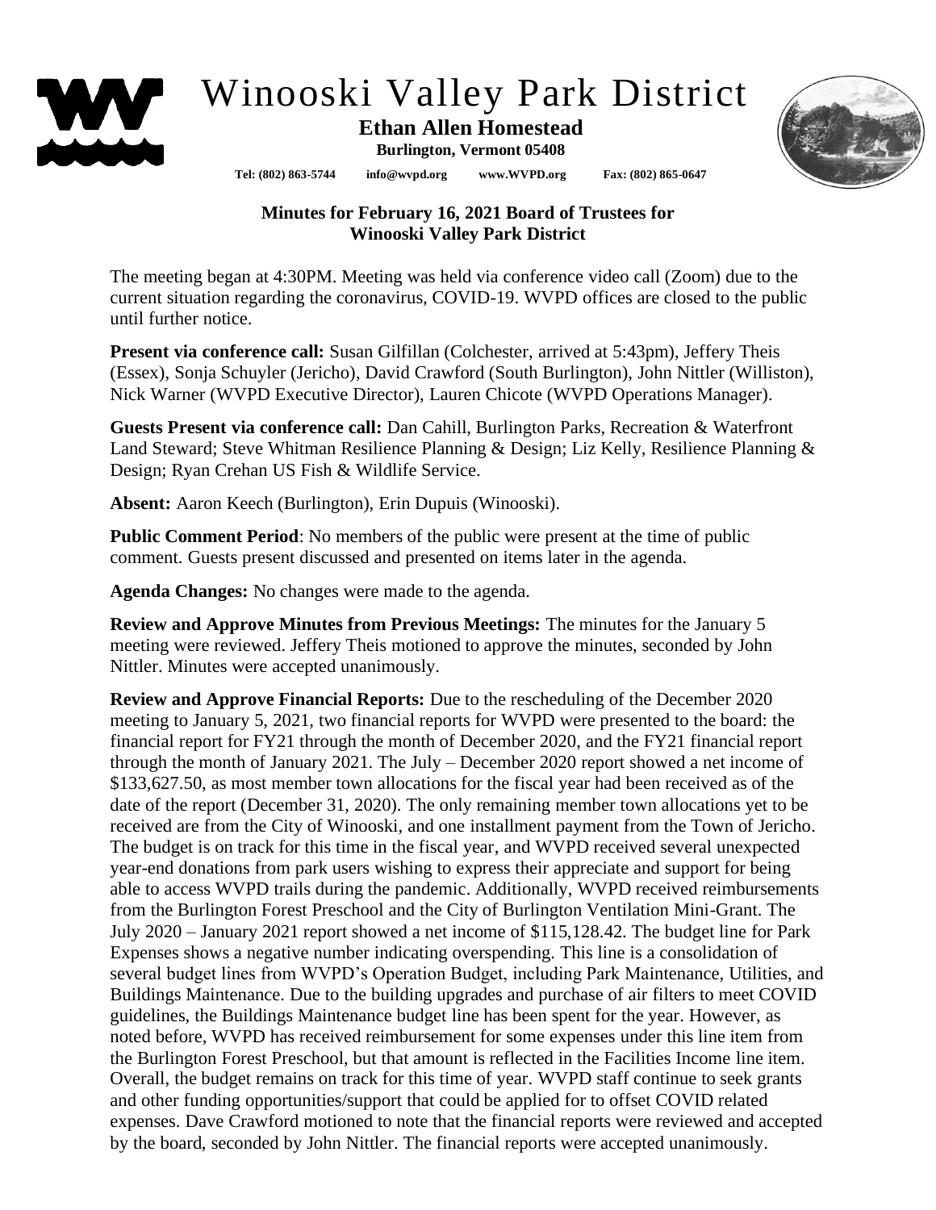# Winooski Valley Park District

**Ethan Allen Homestead**

**Burlington, Vermont 05408**

**Tel: (802) 863-5744 info@wvpd.org www.WVPD.org Fax: (802) 865-0647**

## Minutes for February 16, 2021 Board of Trustees for Winooski Valley Park District

The meeting began at 4:30PM. Meeting was held via conference video call (Zoom) due to the current situation regarding the coronavirus, COVID-19. WVPD offices are closed to the public until further notice.

**Present via conference call:** Susan Gilfillan (Colchester, arrived at 5:43pm), Jeffery Theis (Essex), Sonja Schuyler (Jericho), David Crawford (South Burlington), John Nittler (Williston), Nick Warner (WVPD Executive Director), Lauren Chicote (WVPD Operations Manager).

**Guests Present via conference call:** Dan Cahill, Burlington Parks, Recreation & Waterfront Land Steward; Steve Whitman Resilience Planning & Design; Liz Kelly, Resilience Planning & Design; Ryan Crehan US Fish & Wildlife Service.

**Absent:** Aaron Keech (Burlington), Erin Dupuis (Winooski).

**Public Comment Period**: No members of the public were present at the time of public comment. Guests present discussed and presented on items later in the agenda.

**Agenda Changes:** No changes were made to the agenda.

**Review and Approve Minutes from Previous Meetings:** The minutes for the January 5 meeting were reviewed. Jeffery Theis motioned to approve the minutes, seconded by John Nittler. Minutes were accepted unanimously.

**Review and Approve Financial Reports:** Due to the rescheduling of the December 2020 meeting to January 5, 2021, two financial reports for WVPD were presented to the board: the financial report for FY21 through the month of December 2020, and the FY21 financial report through the month of January 2021. The July – December 2020 report showed a net income of $133,627.50, as most member town allocations for the fiscal year had been received as of the date of the report (December 31, 2020). The only remaining member town allocations yet to be received are from the City of Winooski, and one installment payment from the Town of Jericho. The budget is on track for this time in the fiscal year, and WVPD received several unexpected year-end donations from park users wishing to express their appreciate and support for being able to access WVPD trails during the pandemic. Additionally, WVPD received reimbursements from the Burlington Forest Preschool and the City of Burlington Ventilation Mini-Grant. The July 2020 – January 2021 report showed a net income of $115,128.42. The budget line for Park Expenses shows a negative number indicating overspending. This line is a consolidation of several budget lines from WVPD's Operation Budget, including Park Maintenance, Utilities, and Buildings Maintenance. Due to the building upgrades and purchase of air filters to meet COVID guidelines, the Buildings Maintenance budget line has been spent for the year. However, as noted before, WVPD has received reimbursement for some expenses under this line item from the Burlington Forest Preschool, but that amount is reflected in the Facilities Income line item. Overall, the budget remains on track for this time of year. WVPD staff continue to seek grants and other funding opportunities/support that could be applied for to offset COVID related expenses. Dave Crawford motioned to note that the financial reports were reviewed and accepted by the board, seconded by John Nittler. The financial reports were accepted unanimously.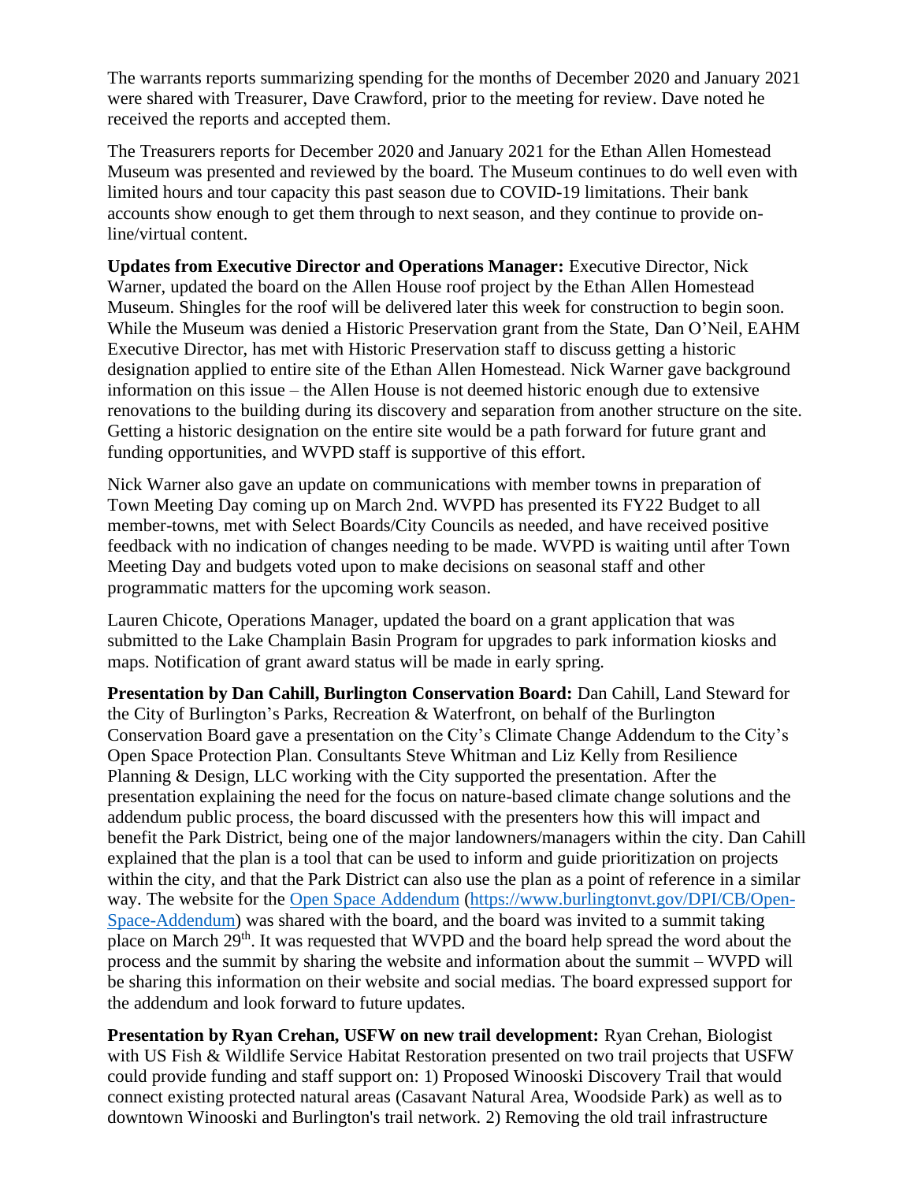The warrants reports summarizing spending for the months of December 2020 and January 2021 were shared with Treasurer, Dave Crawford, prior to the meeting for review. Dave noted he received the reports and accepted them.

The Treasurers reports for December 2020 and January 2021 for the Ethan Allen Homestead Museum was presented and reviewed by the board. The Museum continues to do well even with limited hours and tour capacity this past season due to COVID-19 limitations. Their bank accounts show enough to get them through to next season, and they continue to provide on-line/virtual content.

**Updates from Executive Director and Operations Manager:** Executive Director, Nick Warner, updated the board on the Allen House roof project by the Ethan Allen Homestead Museum. Shingles for the roof will be delivered later this week for construction to begin soon. While the Museum was denied a Historic Preservation grant from the State, Dan O'Neil, EAHM Executive Director, has met with Historic Preservation staff to discuss getting a historic designation applied to entire site of the Ethan Allen Homestead. Nick Warner gave background information on this issue – the Allen House is not deemed historic enough due to extensive renovations to the building during its discovery and separation from another structure on the site. Getting a historic designation on the entire site would be a path forward for future grant and funding opportunities, and WVPD staff is supportive of this effort.

Nick Warner also gave an update on communications with member towns in preparation of Town Meeting Day coming up on March 2nd. WVPD has presented its FY22 Budget to all member-towns, met with Select Boards/City Councils as needed, and have received positive feedback with no indication of changes needing to be made. WVPD is waiting until after Town Meeting Day and budgets voted upon to make decisions on seasonal staff and other programmatic matters for the upcoming work season.

Lauren Chicote, Operations Manager, updated the board on a grant application that was submitted to the Lake Champlain Basin Program for upgrades to park information kiosks and maps. Notification of grant award status will be made in early spring.

**Presentation by Dan Cahill, Burlington Conservation Board:** Dan Cahill, Land Steward for the City of Burlington's Parks, Recreation & Waterfront, on behalf of the Burlington Conservation Board gave a presentation on the City's Climate Change Addendum to the City's Open Space Protection Plan. Consultants Steve Whitman and Liz Kelly from Resilience Planning & Design, LLC working with the City supported the presentation. After the presentation explaining the need for the focus on nature-based climate change solutions and the addendum public process, the board discussed with the presenters how this will impact and benefit the Park District, being one of the major landowners/managers within the city. Dan Cahill explained that the plan is a tool that can be used to inform and guide prioritization on projects within the city, and that the Park District can also use the plan as a point of reference in a similar way. The website for the [Open Space Addendum](https://www.burlingtonvt.gov/DPI/CB/Open-Space-Addendum) (https://www.burlingtonvt.gov/DPI/CB/Open-Space-Addendum) was shared with the board, and the board was invited to a summit taking place on March 29th. It was requested that WVPD and the board help spread the word about the process and the summit by sharing the website and information about the summit – WVPD will be sharing this information on their website and social medias. The board expressed support for the addendum and look forward to future updates.

**Presentation by Ryan Crehan, USFW on new trail development:** Ryan Crehan, Biologist with US Fish & Wildlife Service Habitat Restoration presented on two trail projects that USFW could provide funding and staff support on: 1) Proposed Winooski Discovery Trail that would connect existing protected natural areas (Casavant Natural Area, Woodside Park) as well as to downtown Winooski and Burlington's trail network. 2) Removing the old trail infrastructure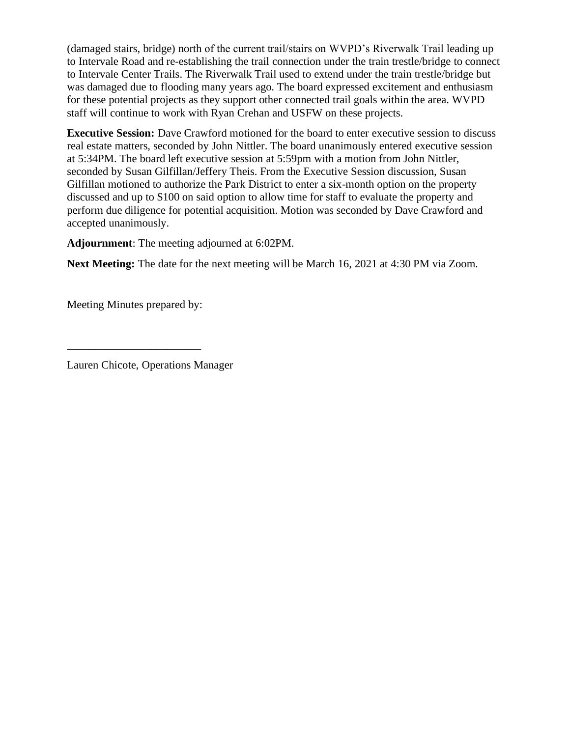(damaged stairs, bridge) north of the current trail/stairs on WVPD's Riverwalk Trail leading up to Intervale Road and re-establishing the trail connection under the train trestle/bridge to connect to Intervale Center Trails. The Riverwalk Trail used to extend under the train trestle/bridge but was damaged due to flooding many years ago. The board expressed excitement and enthusiasm for these potential projects as they support other connected trail goals within the area. WVPD staff will continue to work with Ryan Crehan and USFW on these projects.

**Executive Session:** Dave Crawford motioned for the board to enter executive session to discuss real estate matters, seconded by John Nittler. The board unanimously entered executive session at 5:34PM. The board left executive session at 5:59pm with a motion from John Nittler, seconded by Susan Gilfillan/Jeffery Theis. From the Executive Session discussion, Susan Gilfillan motioned to authorize the Park District to enter a six-month option on the property discussed and up to $100 on said option to allow time for staff to evaluate the property and perform due diligence for potential acquisition. Motion was seconded by Dave Crawford and accepted unanimously.

**Adjournment**: The meeting adjourned at 6:02PM.

**Next Meeting:** The date for the next meeting will be March 16, 2021 at 4:30 PM via Zoom.

Meeting Minutes prepared by:

________________________

Lauren Chicote, Operations Manager